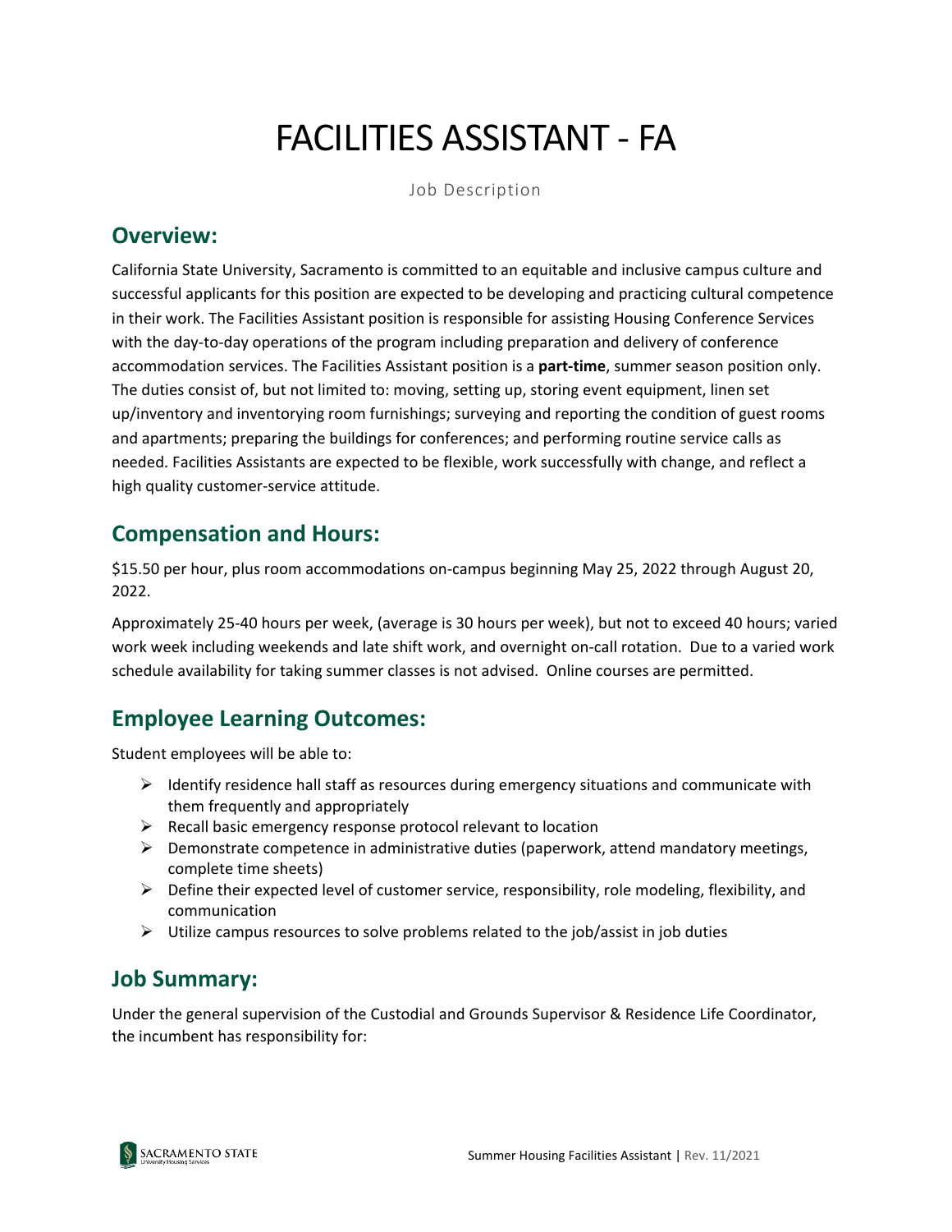# FACILITIES ASSISTANT - FA

Job Description

## Overview:

California State University, Sacramento is committed to an equitable and inclusive campus culture and successful applicants for this position are expected to be developing and practicing cultural competence in their work. The Facilities Assistant position is responsible for assisting Housing Conference Services with the day-to-day operations of the program including preparation and delivery of conference accommodation services. The Facilities Assistant position is a **part-time**, summer season position only. The duties consist of, but not limited to: moving, setting up, storing event equipment, linen set up/inventory and inventorying room furnishings; surveying and reporting the condition of guest rooms and apartments; preparing the buildings for conferences; and performing routine service calls as needed. Facilities Assistants are expected to be flexible, work successfully with change, and reflect a high quality customer-service attitude.

## Compensation and Hours:

$15.50 per hour, plus room accommodations on-campus beginning May 25, 2022 through August 20, 2022.

Approximately 25-40 hours per week, (average is 30 hours per week), but not to exceed 40 hours; varied work week including weekends and late shift work, and overnight on-call rotation. Due to a varied work schedule availability for taking summer classes is not advised. Online courses are permitted.

## Employee Learning Outcomes:

Student employees will be able to:

- Identify residence hall staff as resources during emergency situations and communicate with them frequently and appropriately
- Recall basic emergency response protocol relevant to location
- Demonstrate competence in administrative duties (paperwork, attend mandatory meetings, complete time sheets)
- Define their expected level of customer service, responsibility, role modeling, flexibility, and communication
- Utilize campus resources to solve problems related to the job/assist in job duties

## Job Summary:

Under the general supervision of the Custodial and Grounds Supervisor & Residence Life Coordinator, the incumbent has responsibility for: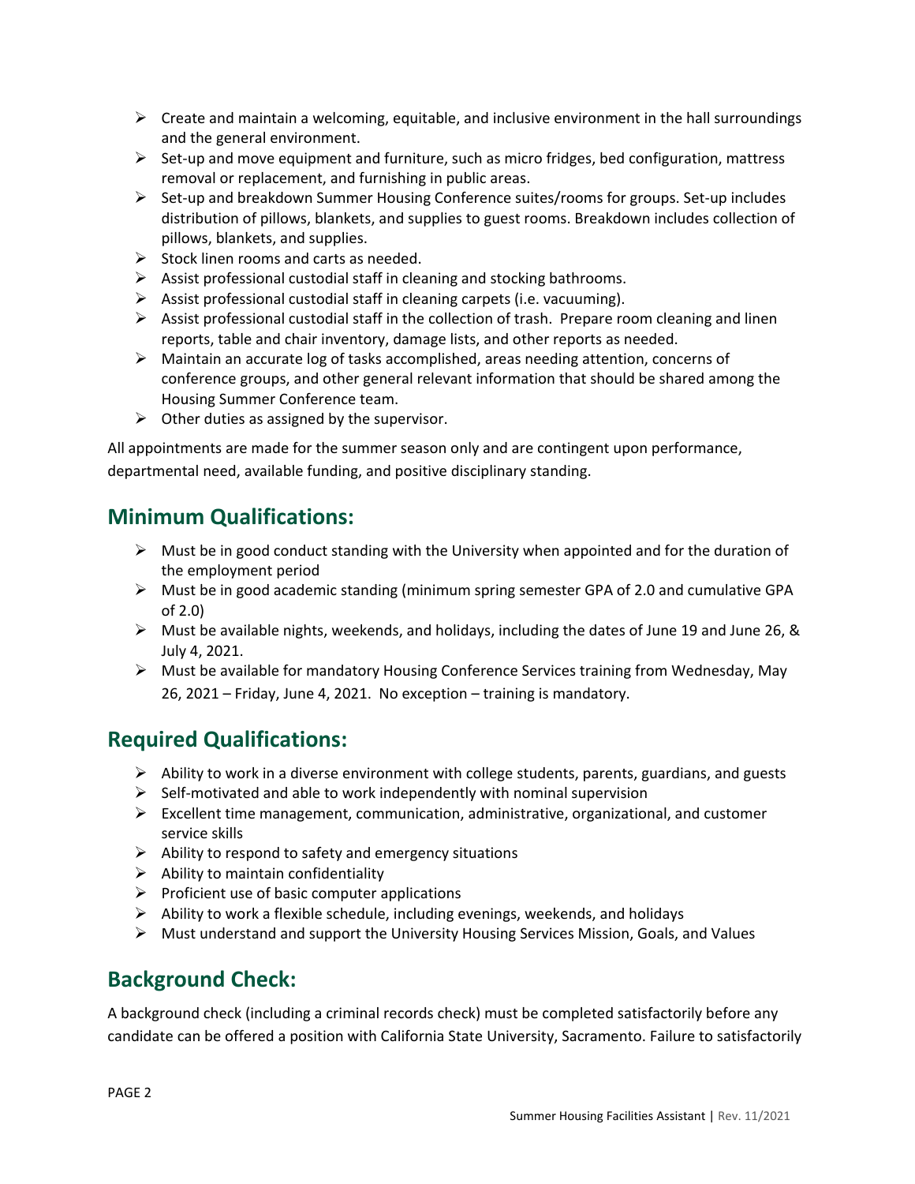- Create and maintain a welcoming, equitable, and inclusive environment in the hall surroundings and the general environment.
- Set-up and move equipment and furniture, such as micro fridges, bed configuration, mattress removal or replacement, and furnishing in public areas.
- Set-up and breakdown Summer Housing Conference suites/rooms for groups. Set-up includes distribution of pillows, blankets, and supplies to guest rooms. Breakdown includes collection of pillows, blankets, and supplies.
- Stock linen rooms and carts as needed.
- Assist professional custodial staff in cleaning and stocking bathrooms.
- Assist professional custodial staff in cleaning carpets (i.e. vacuuming).
- Assist professional custodial staff in the collection of trash. Prepare room cleaning and linen reports, table and chair inventory, damage lists, and other reports as needed.
- Maintain an accurate log of tasks accomplished, areas needing attention, concerns of conference groups, and other general relevant information that should be shared among the Housing Summer Conference team.
- Other duties as assigned by the supervisor.

All appointments are made for the summer season only and are contingent upon performance, departmental need, available funding, and positive disciplinary standing.

## Minimum Qualifications:

- Must be in good conduct standing with the University when appointed and for the duration of the employment period
- Must be in good academic standing (minimum spring semester GPA of 2.0 and cumulative GPA of 2.0)
- Must be available nights, weekends, and holidays, including the dates of June 19 and June 26, & July 4, 2021.
- Must be available for mandatory Housing Conference Services training from Wednesday, May 26, 2021 – Friday, June 4, 2021. No exception – training is mandatory.

## Required Qualifications:

- Ability to work in a diverse environment with college students, parents, guardians, and guests
- Self-motivated and able to work independently with nominal supervision
- Excellent time management, communication, administrative, organizational, and customer service skills
- Ability to respond to safety and emergency situations
- Ability to maintain confidentiality
- Proficient use of basic computer applications
- Ability to work a flexible schedule, including evenings, weekends, and holidays
- Must understand and support the University Housing Services Mission, Goals, and Values

## Background Check:

A background check (including a criminal records check) must be completed satisfactorily before any candidate can be offered a position with California State University, Sacramento. Failure to satisfactorily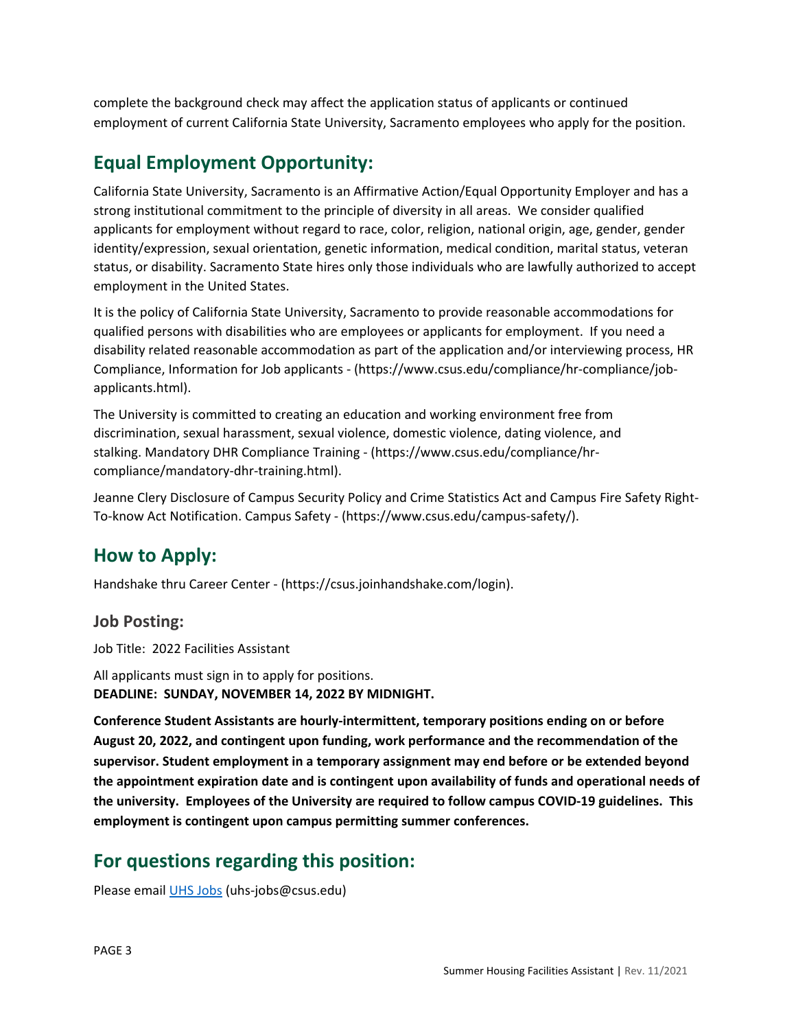complete the background check may affect the application status of applicants or continued employment of current California State University, Sacramento employees who apply for the position.

## Equal Employment Opportunity:

California State University, Sacramento is an Affirmative Action/Equal Opportunity Employer and has a strong institutional commitment to the principle of diversity in all areas. We consider qualified applicants for employment without regard to race, color, religion, national origin, age, gender, gender identity/expression, sexual orientation, genetic information, medical condition, marital status, veteran status, or disability. Sacramento State hires only those individuals who are lawfully authorized to accept employment in the United States.

It is the policy of California State University, Sacramento to provide reasonable accommodations for qualified persons with disabilities who are employees or applicants for employment. If you need a disability related reasonable accommodation as part of the application and/or interviewing process, HR Compliance, Information for Job applicants - (https://www.csus.edu/compliance/hr-compliance/job-applicants.html).

The University is committed to creating an education and working environment free from discrimination, sexual harassment, sexual violence, domestic violence, dating violence, and stalking. Mandatory DHR Compliance Training - (https://www.csus.edu/compliance/hr-compliance/mandatory-dhr-training.html).

Jeanne Clery Disclosure of Campus Security Policy and Crime Statistics Act and Campus Fire Safety Right-To-know Act Notification. Campus Safety - (https://www.csus.edu/campus-safety/).

## How to Apply:

Handshake thru Career Center - (https://csus.joinhandshake.com/login).

### Job Posting:

Job Title: 2022 Facilities Assistant

All applicants must sign in to apply for positions.
**DEADLINE: SUNDAY, NOVEMBER 14, 2022 BY MIDNIGHT.**

**Conference Student Assistants are hourly-intermittent, temporary positions ending on or before August 20, 2022, and contingent upon funding, work performance and the recommendation of the supervisor. Student employment in a temporary assignment may end before or be extended beyond the appointment expiration date and is contingent upon availability of funds and operational needs of the university. Employees of the University are required to follow campus COVID-19 guidelines. This employment is contingent upon campus permitting summer conferences.**

## For questions regarding this position:

Please email [UHS Jobs](mailto:uhs-jobs@csus.edu) (uhs-jobs@csus.edu)